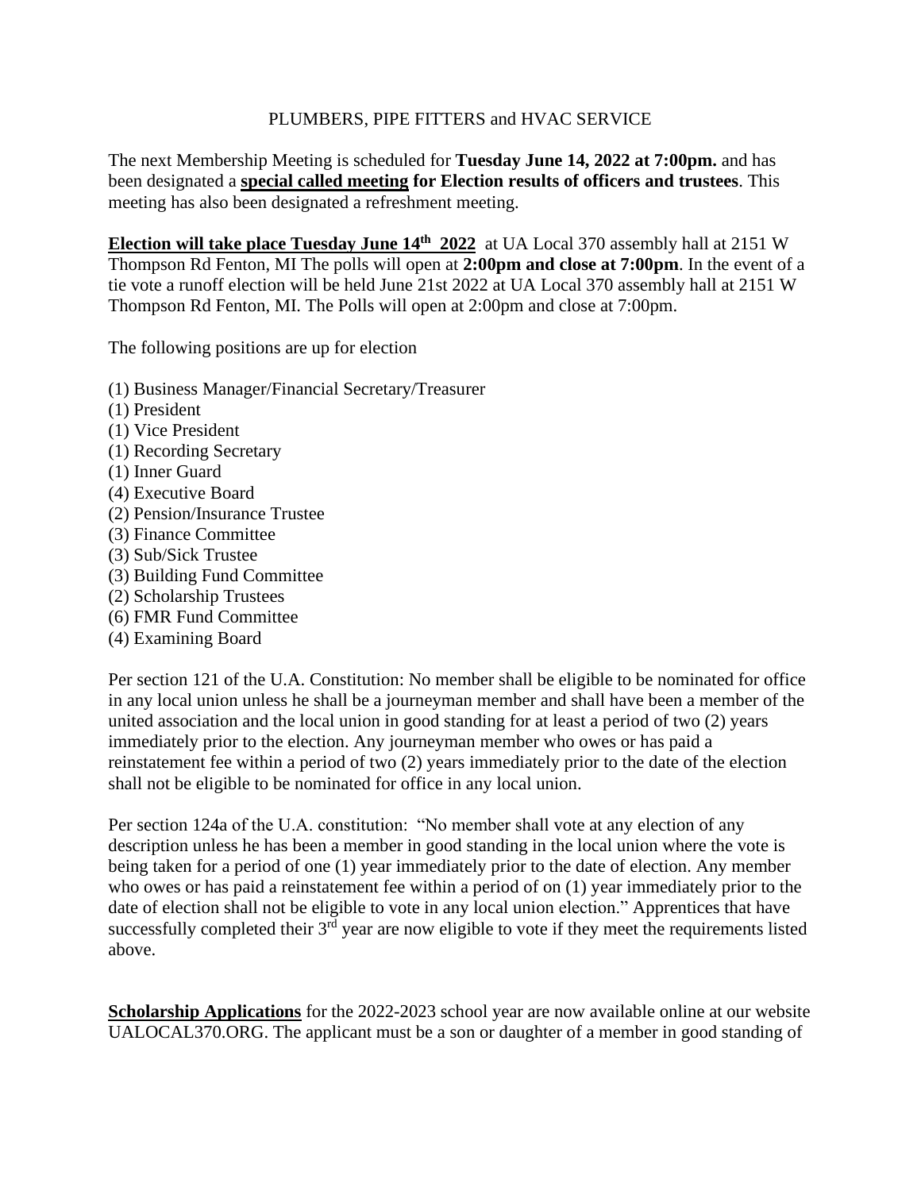PLUMBERS, PIPE FITTERS and HVAC SERVICE

The next Membership Meeting is scheduled for **Tuesday June 14, 2022 at 7:00pm.** and has been designated a **special called meeting for Election results of officers and trustees**. This meeting has also been designated a refreshment meeting.

**Election will take place Tuesday June 14th 2022** at UA Local 370 assembly hall at 2151 W Thompson Rd Fenton, MI The polls will open at **2:00pm and close at 7:00pm**. In the event of a tie vote a runoff election will be held June 21st 2022 at UA Local 370 assembly hall at 2151 W Thompson Rd Fenton, MI. The Polls will open at 2:00pm and close at 7:00pm.

The following positions are up for election

(1) Business Manager/Financial Secretary/Treasurer
(1) President
(1) Vice President
(1) Recording Secretary
(1) Inner Guard
(4) Executive Board
(2) Pension/Insurance Trustee
(3) Finance Committee
(3) Sub/Sick Trustee
(3) Building Fund Committee
(2) Scholarship Trustees
(6) FMR Fund Committee
(4) Examining Board

Per section 121 of the U.A. Constitution: No member shall be eligible to be nominated for office in any local union unless he shall be a journeyman member and shall have been a member of the united association and the local union in good standing for at least a period of two (2) years immediately prior to the election. Any journeyman member who owes or has paid a reinstatement fee within a period of two (2) years immediately prior to the date of the election shall not be eligible to be nominated for office in any local union.

Per section 124a of the U.A. constitution: "No member shall vote at any election of any description unless he has been a member in good standing in the local union where the vote is being taken for a period of one (1) year immediately prior to the date of election. Any member who owes or has paid a reinstatement fee within a period of on (1) year immediately prior to the date of election shall not be eligible to vote in any local union election." Apprentices that have successfully completed their 3rd year are now eligible to vote if they meet the requirements listed above.

**Scholarship Applications** for the 2022-2023 school year are now available online at our website UALOCAL370.ORG. The applicant must be a son or daughter of a member in good standing of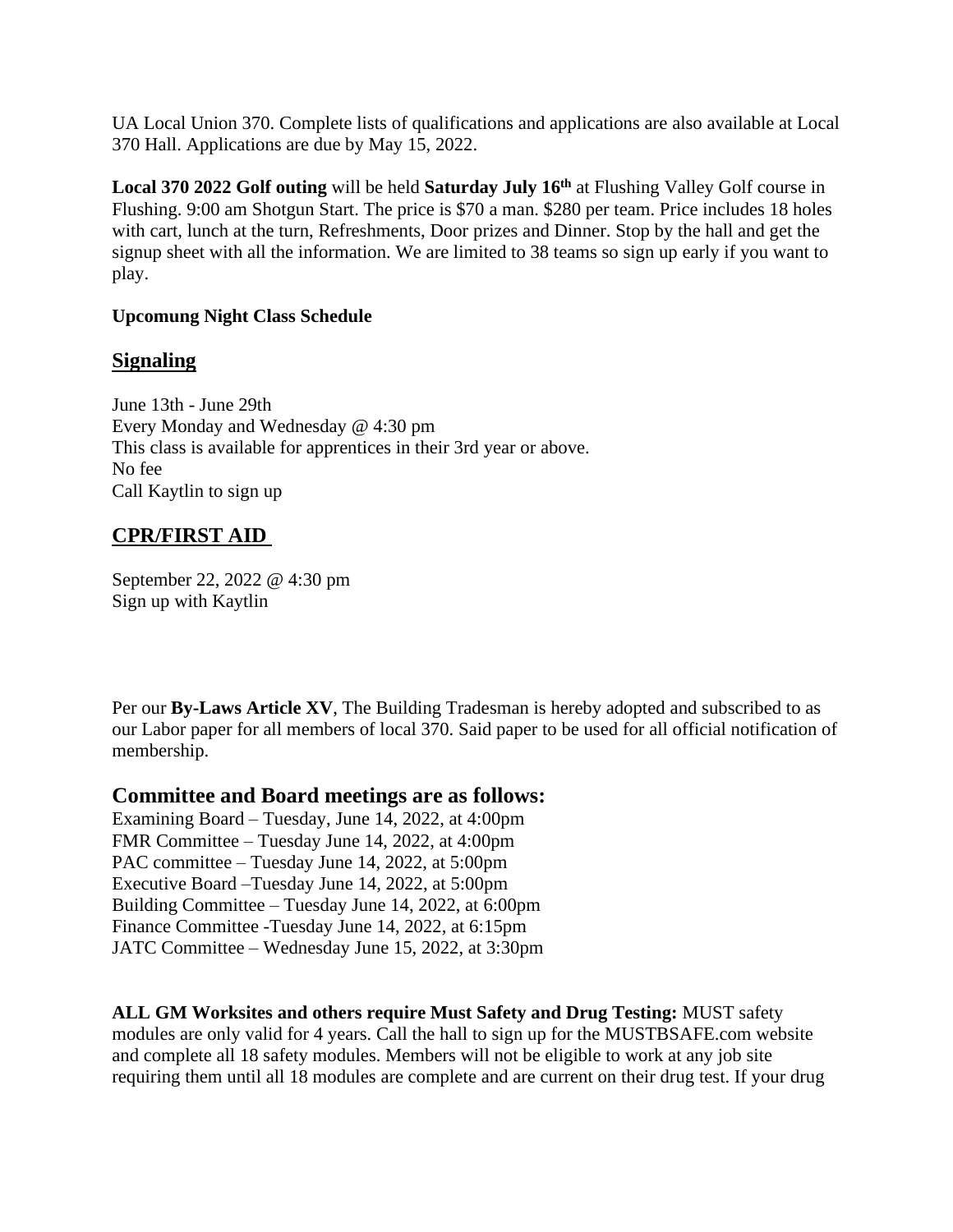UA Local Union 370. Complete lists of qualifications and applications are also available at Local 370 Hall. Applications are due by May 15, 2022.

**Local 370 2022 Golf outing** will be held **Saturday July 16th** at Flushing Valley Golf course in Flushing. 9:00 am Shotgun Start. The price is $70 a man. $280 per team. Price includes 18 holes with cart, lunch at the turn, Refreshments, Door prizes and Dinner. Stop by the hall and get the signup sheet with all the information. We are limited to 38 teams so sign up early if you want to play.

**Upcomung Night Class Schedule**

## Signaling

June 13th - June 29th
Every Monday and Wednesday @ 4:30 pm
This class is available for apprentices in their 3rd year or above.
No fee
Call Kaytlin to sign up

## CPR/FIRST AID

September 22, 2022 @ 4:30 pm
Sign up with Kaytlin

Per our **By-Laws Article XV**, The Building Tradesman is hereby adopted and subscribed to as our Labor paper for all members of local 370. Said paper to be used for all official notification of membership.

### Committee and Board meetings are as follows:

Examining Board – Tuesday, June 14, 2022, at 4:00pm
FMR Committee – Tuesday June 14, 2022, at 4:00pm
PAC committee – Tuesday June 14, 2022, at 5:00pm
Executive Board –Tuesday June 14, 2022, at 5:00pm
Building Committee – Tuesday June 14, 2022, at 6:00pm
Finance Committee -Tuesday June 14, 2022, at 6:15pm
JATC Committee – Wednesday June 15, 2022, at 3:30pm

**ALL GM Worksites and others require Must Safety and Drug Testing:** MUST safety modules are only valid for 4 years. Call the hall to sign up for the MUSTBSAFE.com website and complete all 18 safety modules. Members will not be eligible to work at any job site requiring them until all 18 modules are complete and are current on their drug test. If your drug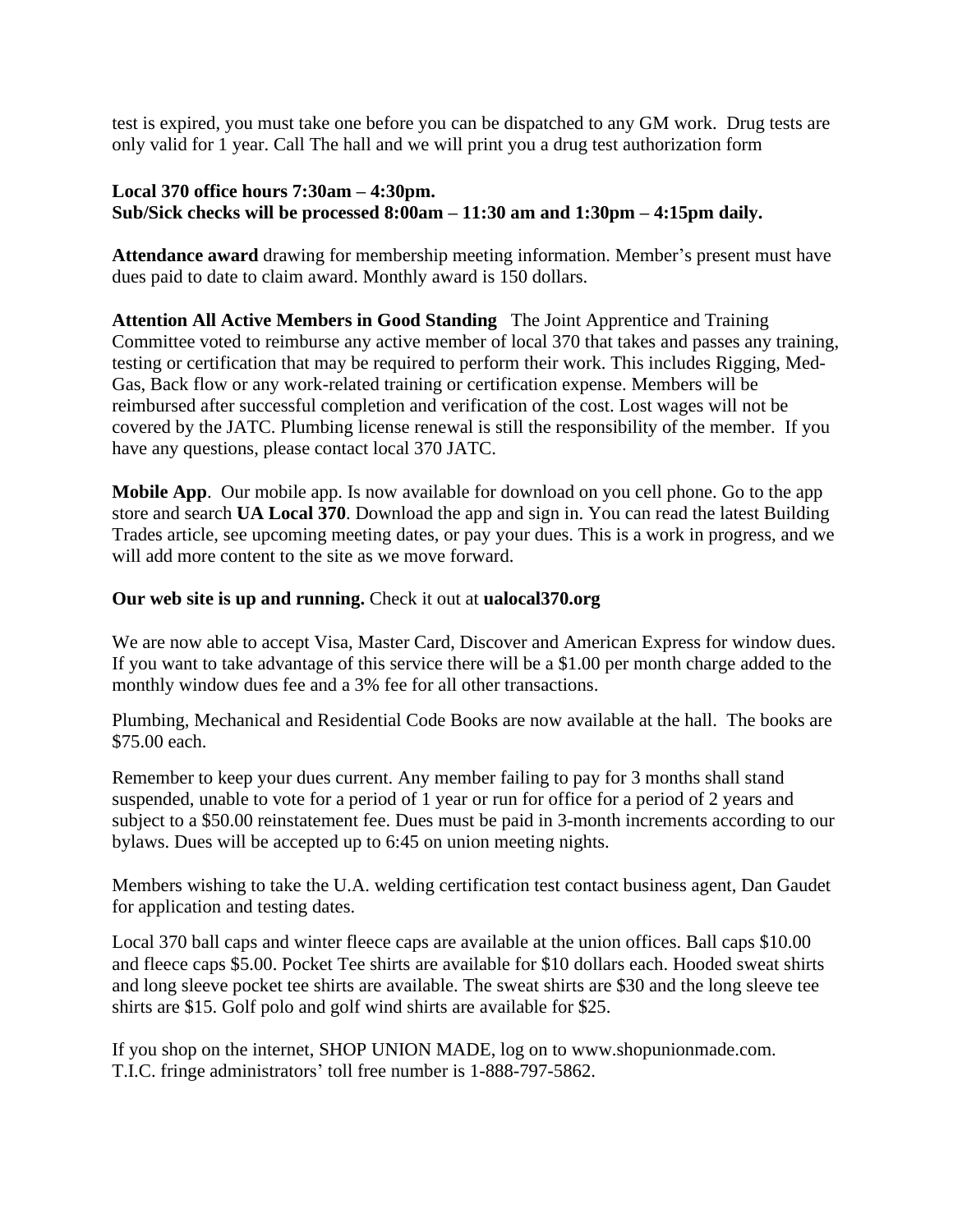test is expired, you must take one before you can be dispatched to any GM work. Drug tests are only valid for 1 year. Call The hall and we will print you a drug test authorization form

**Local 370 office hours 7:30am – 4:30pm.**
**Sub/Sick checks will be processed 8:00am – 11:30 am and 1:30pm – 4:15pm daily.**

**Attendance award** drawing for membership meeting information. Member's present must have dues paid to date to claim award. Monthly award is 150 dollars.

**Attention All Active Members in Good Standing** The Joint Apprentice and Training Committee voted to reimburse any active member of local 370 that takes and passes any training, testing or certification that may be required to perform their work. This includes Rigging, Med-Gas, Back flow or any work-related training or certification expense. Members will be reimbursed after successful completion and verification of the cost. Lost wages will not be covered by the JATC. Plumbing license renewal is still the responsibility of the member. If you have any questions, please contact local 370 JATC.

**Mobile App**. Our mobile app. Is now available for download on you cell phone. Go to the app store and search **UA Local 370**. Download the app and sign in. You can read the latest Building Trades article, see upcoming meeting dates, or pay your dues. This is a work in progress, and we will add more content to the site as we move forward.

**Our web site is up and running.** Check it out at **ualocal370.org**

We are now able to accept Visa, Master Card, Discover and American Express for window dues. If you want to take advantage of this service there will be a $1.00 per month charge added to the monthly window dues fee and a 3% fee for all other transactions.

Plumbing, Mechanical and Residential Code Books are now available at the hall. The books are $75.00 each.

Remember to keep your dues current. Any member failing to pay for 3 months shall stand suspended, unable to vote for a period of 1 year or run for office for a period of 2 years and subject to a $50.00 reinstatement fee. Dues must be paid in 3-month increments according to our bylaws. Dues will be accepted up to 6:45 on union meeting nights.

Members wishing to take the U.A. welding certification test contact business agent, Dan Gaudet for application and testing dates.

Local 370 ball caps and winter fleece caps are available at the union offices. Ball caps $10.00 and fleece caps $5.00. Pocket Tee shirts are available for $10 dollars each. Hooded sweat shirts and long sleeve pocket tee shirts are available. The sweat shirts are $30 and the long sleeve tee shirts are $15. Golf polo and golf wind shirts are available for $25.

If you shop on the internet, SHOP UNION MADE, log on to www.shopunionmade.com.
T.I.C. fringe administrators' toll free number is 1-888-797-5862.